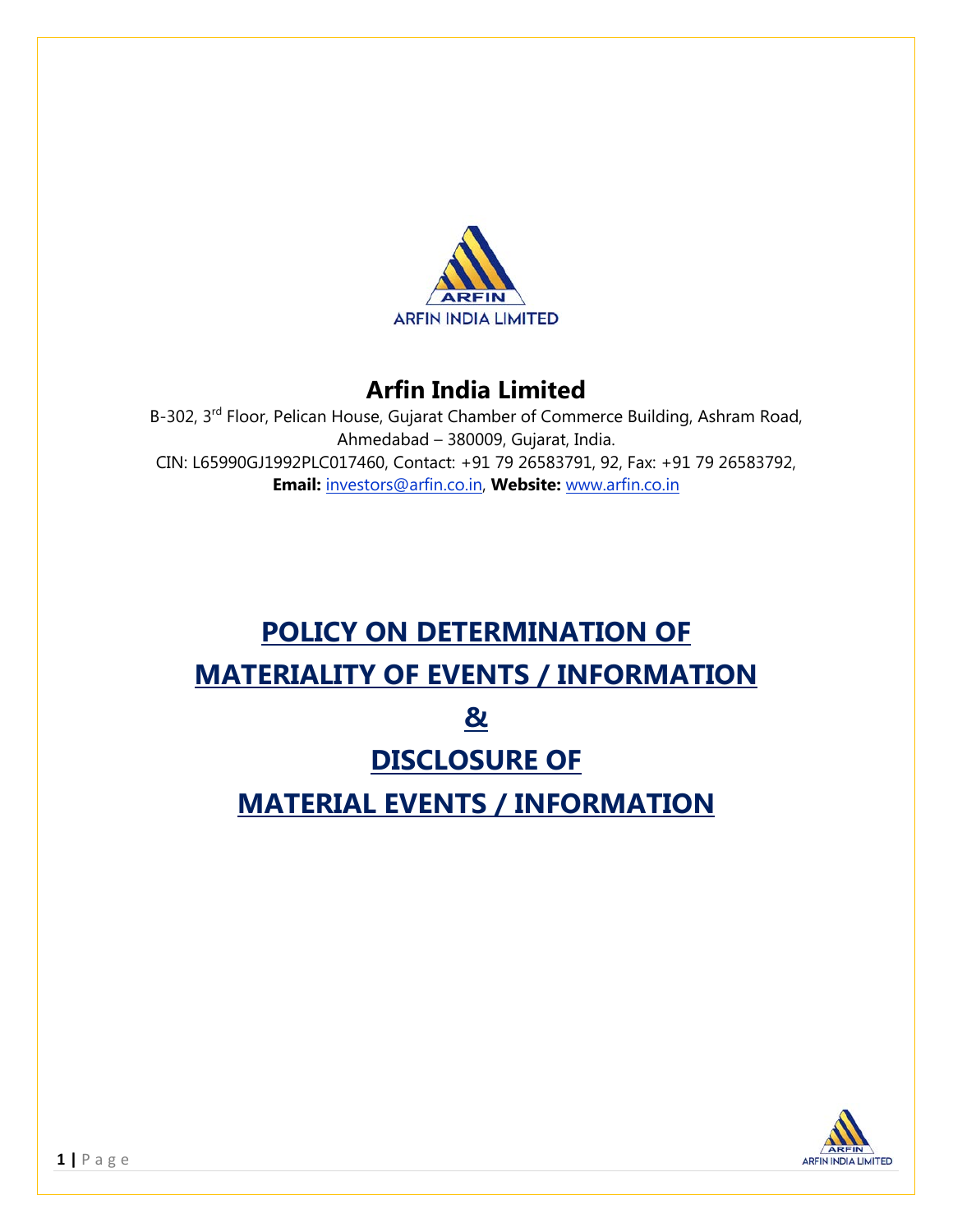# Arfin India Limited

B-302, 3rd Floor, Pelican House, Gujarat Chamber of Commerce Building, Ashram Road, Ahmedabad – 380009, Gujarat, India.

CIN: L65990GJ1992PLC017460, Contact: +91 79 26583791, 92, Fax: +91 79 26583792,

**Email:** investors@arfin.co.in, **Website:** www.arfin.co.in

# POLICY ON DETERMINATION OF MATERIALITY OF EVENTS / INFORMATION

# &

# DISCLOSURE OF MATERIAL EVENTS / INFORMATION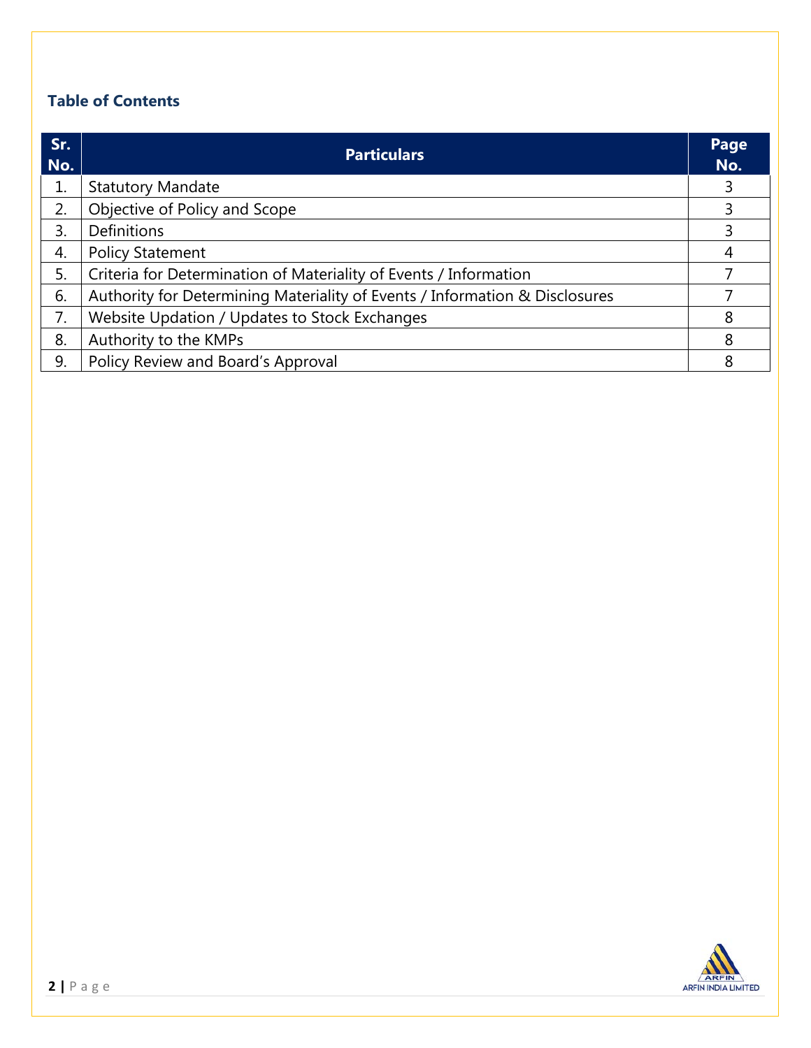## Table of Contents

| Sr. No. | Particulars | Page No. |
|---|---|---|
| 1. | Statutory Mandate | 3 |
| 2. | Objective of Policy and Scope | 3 |
| 3. | Definitions | 3 |
| 4. | Policy Statement | 4 |
| 5. | Criteria for Determination of Materiality of Events / Information | 7 |
| 6. | Authority for Determining Materiality of Events / Information & Disclosures | 7 |
| 7. | Website Updation / Updates to Stock Exchanges | 8 |
| 8. | Authority to the KMPs | 8 |
| 9. | Policy Review and Board's Approval | 8 |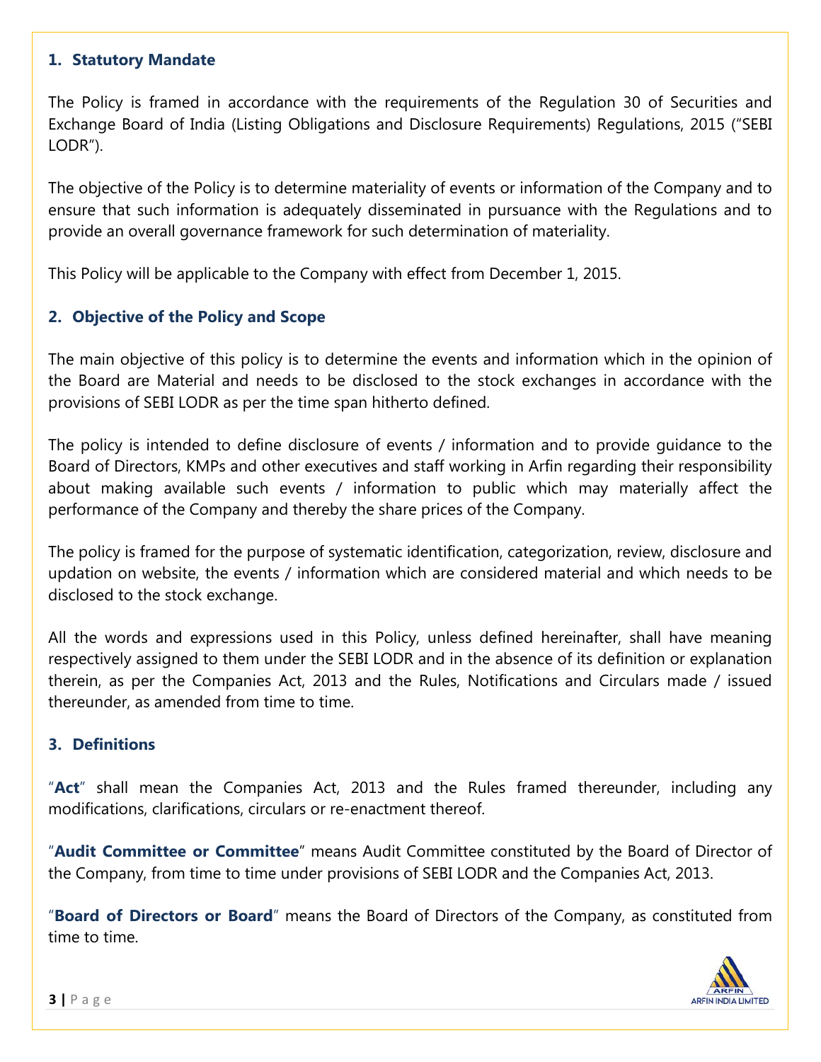## 1. Statutory Mandate

The Policy is framed in accordance with the requirements of the Regulation 30 of Securities and Exchange Board of India (Listing Obligations and Disclosure Requirements) Regulations, 2015 ("SEBI LODR").

The objective of the Policy is to determine materiality of events or information of the Company and to ensure that such information is adequately disseminated in pursuance with the Regulations and to provide an overall governance framework for such determination of materiality.

This Policy will be applicable to the Company with effect from December 1, 2015.

## 2. Objective of the Policy and Scope

The main objective of this policy is to determine the events and information which in the opinion of the Board are Material and needs to be disclosed to the stock exchanges in accordance with the provisions of SEBI LODR as per the time span hitherto defined.

The policy is intended to define disclosure of events / information and to provide guidance to the Board of Directors, KMPs and other executives and staff working in Arfin regarding their responsibility about making available such events / information to public which may materially affect the performance of the Company and thereby the share prices of the Company.

The policy is framed for the purpose of systematic identification, categorization, review, disclosure and updation on website, the events / information which are considered material and which needs to be disclosed to the stock exchange.

All the words and expressions used in this Policy, unless defined hereinafter, shall have meaning respectively assigned to them under the SEBI LODR and in the absence of its definition or explanation therein, as per the Companies Act, 2013 and the Rules, Notifications and Circulars made / issued thereunder, as amended from time to time.

## 3. Definitions

"**Act**" shall mean the Companies Act, 2013 and the Rules framed thereunder, including any modifications, clarifications, circulars or re-enactment thereof.

"**Audit Committee or Committee**" means Audit Committee constituted by the Board of Director of the Company, from time to time under provisions of SEBI LODR and the Companies Act, 2013.

"**Board of Directors or Board**" means the Board of Directors of the Company, as constituted from time to time.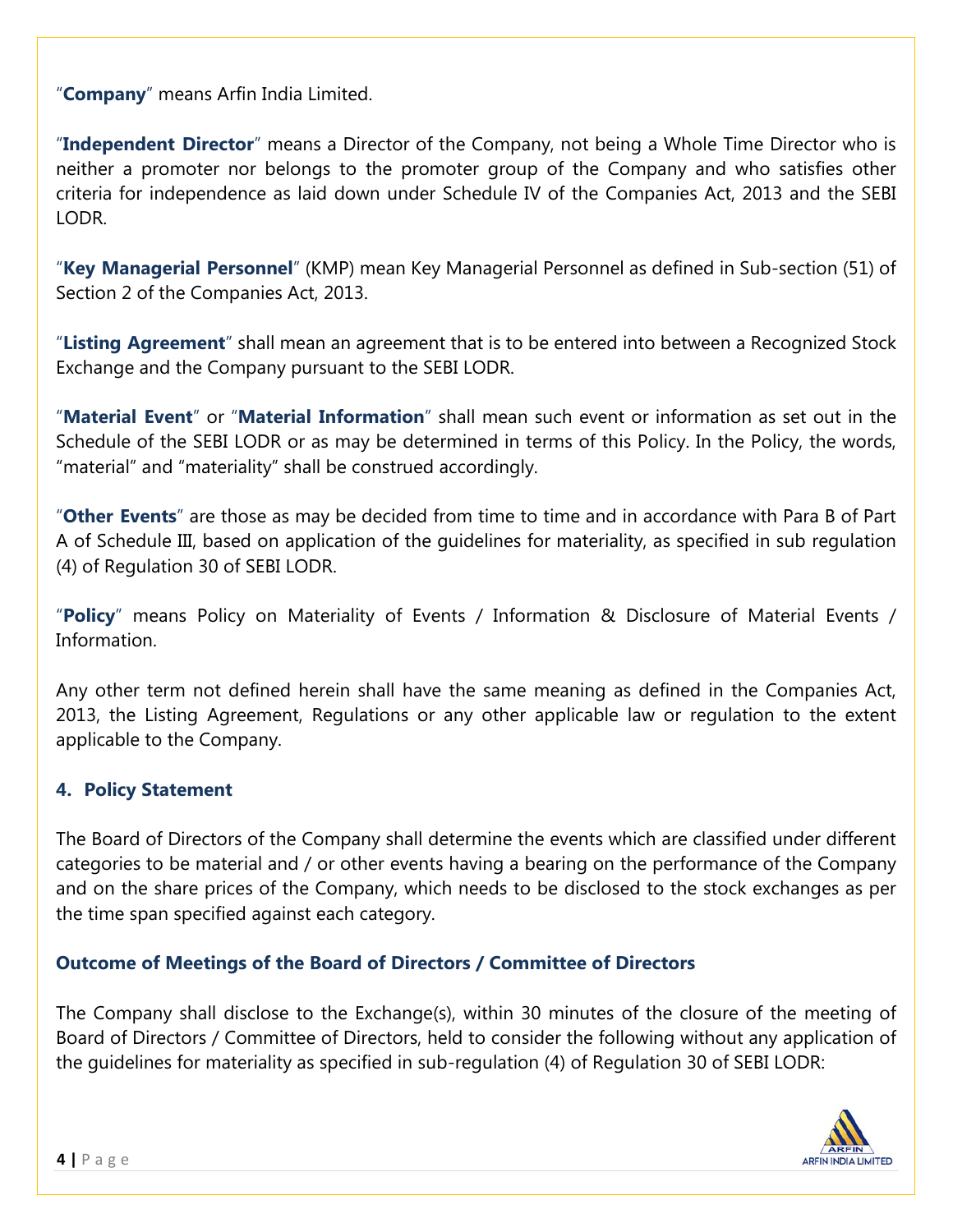"**Company**" means Arfin India Limited.

"**Independent Director**" means a Director of the Company, not being a Whole Time Director who is neither a promoter nor belongs to the promoter group of the Company and who satisfies other criteria for independence as laid down under Schedule IV of the Companies Act, 2013 and the SEBI LODR.

"**Key Managerial Personnel**" (KMP) mean Key Managerial Personnel as defined in Sub-section (51) of Section 2 of the Companies Act, 2013.

"**Listing Agreement**" shall mean an agreement that is to be entered into between a Recognized Stock Exchange and the Company pursuant to the SEBI LODR.

"**Material Event**" or "**Material Information**" shall mean such event or information as set out in the Schedule of the SEBI LODR or as may be determined in terms of this Policy. In the Policy, the words, "material" and "materiality" shall be construed accordingly.

"**Other Events**" are those as may be decided from time to time and in accordance with Para B of Part A of Schedule III, based on application of the guidelines for materiality, as specified in sub regulation (4) of Regulation 30 of SEBI LODR.

"**Policy**" means Policy on Materiality of Events / Information & Disclosure of Material Events / Information.

Any other term not defined herein shall have the same meaning as defined in the Companies Act, 2013, the Listing Agreement, Regulations or any other applicable law or regulation to the extent applicable to the Company.

## 4. Policy Statement

The Board of Directors of the Company shall determine the events which are classified under different categories to be material and / or other events having a bearing on the performance of the Company and on the share prices of the Company, which needs to be disclosed to the stock exchanges as per the time span specified against each category.

### Outcome of Meetings of the Board of Directors / Committee of Directors

The Company shall disclose to the Exchange(s), within 30 minutes of the closure of the meeting of Board of Directors / Committee of Directors, held to consider the following without any application of the guidelines for materiality as specified in sub-regulation (4) of Regulation 30 of SEBI LODR: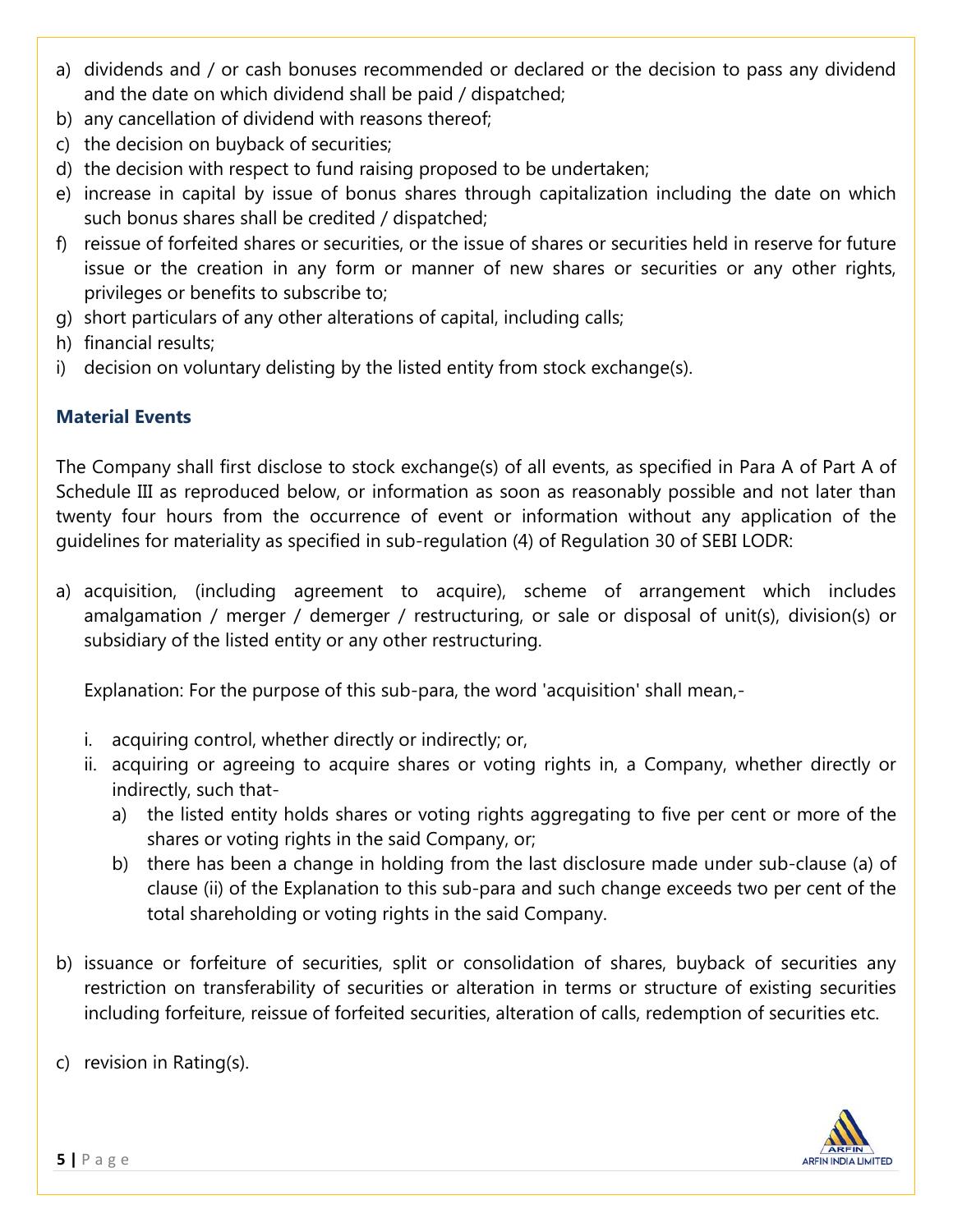a) dividends and / or cash bonuses recommended or declared or the decision to pass any dividend and the date on which dividend shall be paid / dispatched;
b) any cancellation of dividend with reasons thereof;
c) the decision on buyback of securities;
d) the decision with respect to fund raising proposed to be undertaken;
e) increase in capital by issue of bonus shares through capitalization including the date on which such bonus shares shall be credited / dispatched;
f) reissue of forfeited shares or securities, or the issue of shares or securities held in reserve for future issue or the creation in any form or manner of new shares or securities or any other rights, privileges or benefits to subscribe to;
g) short particulars of any other alterations of capital, including calls;
h) financial results;
i) decision on voluntary delisting by the listed entity from stock exchange(s).

### Material Events

The Company shall first disclose to stock exchange(s) of all events, as specified in Para A of Part A of Schedule III as reproduced below, or information as soon as reasonably possible and not later than twenty four hours from the occurrence of event or information without any application of the guidelines for materiality as specified in sub-regulation (4) of Regulation 30 of SEBI LODR:

a) acquisition, (including agreement to acquire), scheme of arrangement which includes amalgamation / merger / demerger / restructuring, or sale or disposal of unit(s), division(s) or subsidiary of the listed entity or any other restructuring.

   Explanation: For the purpose of this sub-para, the word 'acquisition' shall mean,-

   i. acquiring control, whether directly or indirectly; or,
   ii. acquiring or agreeing to acquire shares or voting rights in, a Company, whether directly or indirectly, such that-
      a) the listed entity holds shares or voting rights aggregating to five per cent or more of the shares or voting rights in the said Company, or;
      b) there has been a change in holding from the last disclosure made under sub-clause (a) of clause (ii) of the Explanation to this sub-para and such change exceeds two per cent of the total shareholding or voting rights in the said Company.

b) issuance or forfeiture of securities, split or consolidation of shares, buyback of securities any restriction on transferability of securities or alteration in terms or structure of existing securities including forfeiture, reissue of forfeited securities, alteration of calls, redemption of securities etc.

c) revision in Rating(s).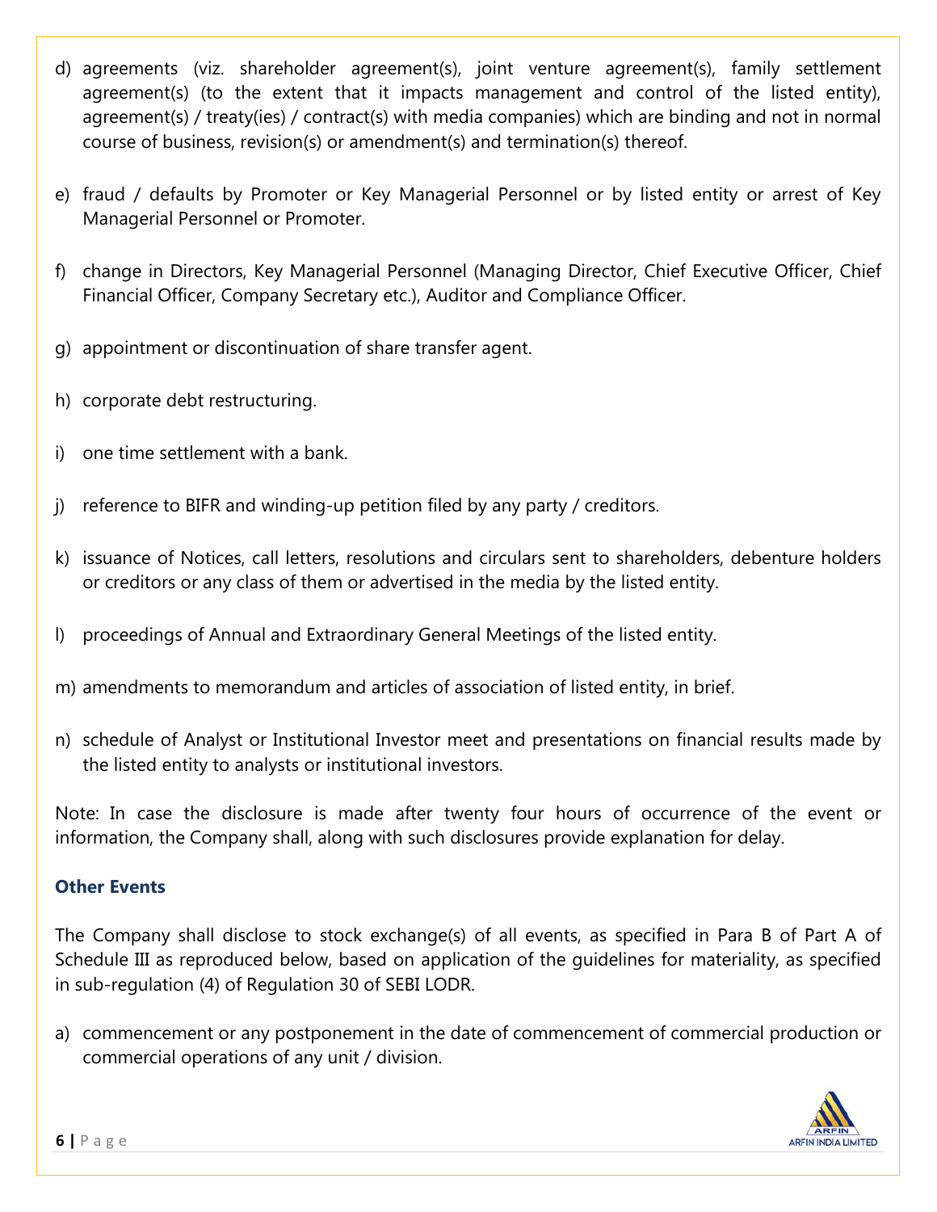d) agreements (viz. shareholder agreement(s), joint venture agreement(s), family settlement agreement(s) (to the extent that it impacts management and control of the listed entity), agreement(s) / treaty(ies) / contract(s) with media companies) which are binding and not in normal course of business, revision(s) or amendment(s) and termination(s) thereof.

e) fraud / defaults by Promoter or Key Managerial Personnel or by listed entity or arrest of Key Managerial Personnel or Promoter.

f) change in Directors, Key Managerial Personnel (Managing Director, Chief Executive Officer, Chief Financial Officer, Company Secretary etc.), Auditor and Compliance Officer.

g) appointment or discontinuation of share transfer agent.

h) corporate debt restructuring.

i) one time settlement with a bank.

j) reference to BIFR and winding-up petition filed by any party / creditors.

k) issuance of Notices, call letters, resolutions and circulars sent to shareholders, debenture holders or creditors or any class of them or advertised in the media by the listed entity.

l) proceedings of Annual and Extraordinary General Meetings of the listed entity.

m) amendments to memorandum and articles of association of listed entity, in brief.

n) schedule of Analyst or Institutional Investor meet and presentations on financial results made by the listed entity to analysts or institutional investors.

Note: In case the disclosure is made after twenty four hours of occurrence of the event or information, the Company shall, along with such disclosures provide explanation for delay.

### Other Events

The Company shall disclose to stock exchange(s) of all events, as specified in Para B of Part A of Schedule III as reproduced below, based on application of the guidelines for materiality, as specified in sub-regulation (4) of Regulation 30 of SEBI LODR.

a) commencement or any postponement in the date of commencement of commercial production or commercial operations of any unit / division.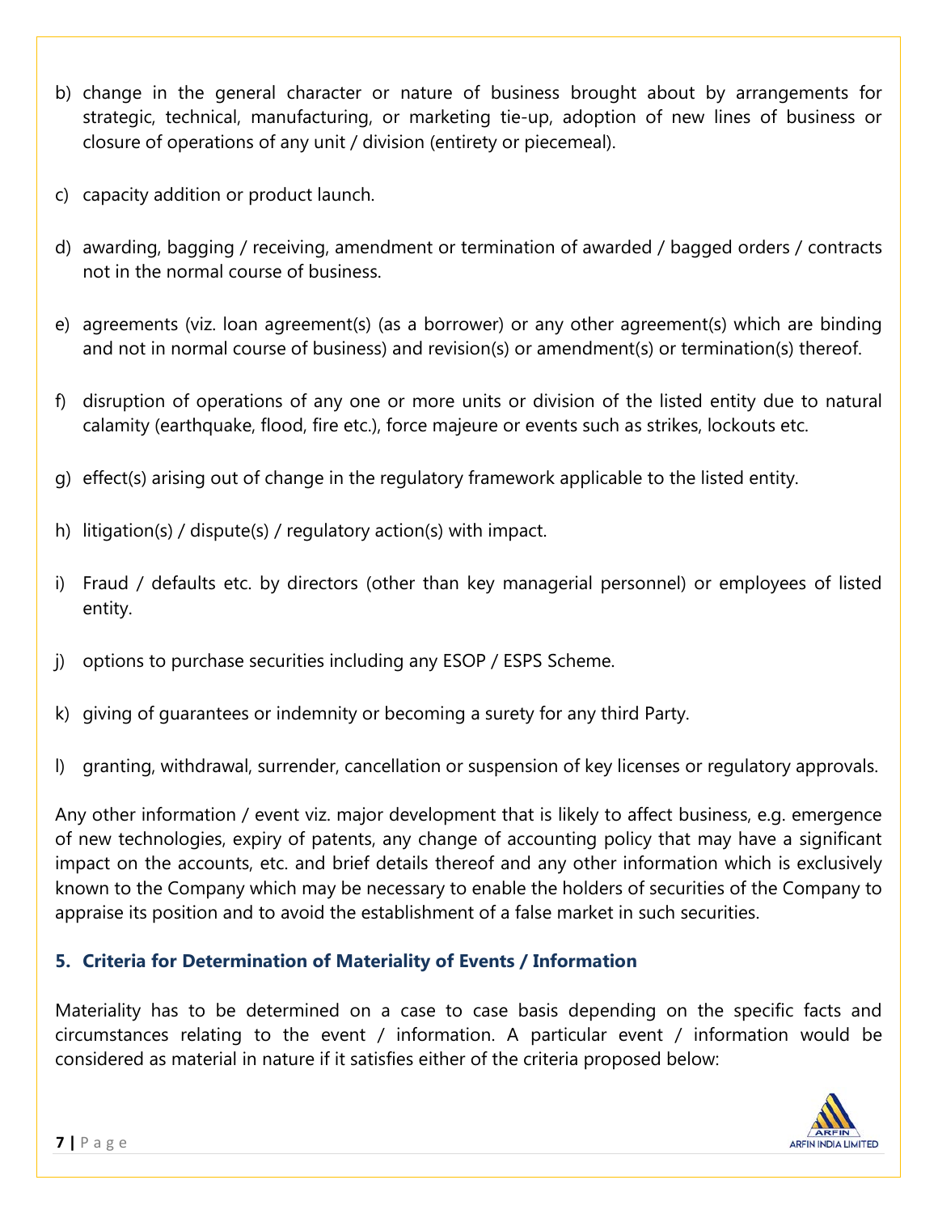b) change in the general character or nature of business brought about by arrangements for strategic, technical, manufacturing, or marketing tie-up, adoption of new lines of business or closure of operations of any unit / division (entirety or piecemeal).

c) capacity addition or product launch.

d) awarding, bagging / receiving, amendment or termination of awarded / bagged orders / contracts not in the normal course of business.

e) agreements (viz. loan agreement(s) (as a borrower) or any other agreement(s) which are binding and not in normal course of business) and revision(s) or amendment(s) or termination(s) thereof.

f) disruption of operations of any one or more units or division of the listed entity due to natural calamity (earthquake, flood, fire etc.), force majeure or events such as strikes, lockouts etc.

g) effect(s) arising out of change in the regulatory framework applicable to the listed entity.

h) litigation(s) / dispute(s) / regulatory action(s) with impact.

i) Fraud / defaults etc. by directors (other than key managerial personnel) or employees of listed entity.

j) options to purchase securities including any ESOP / ESPS Scheme.

k) giving of guarantees or indemnity or becoming a surety for any third Party.

l) granting, withdrawal, surrender, cancellation or suspension of key licenses or regulatory approvals.

Any other information / event viz. major development that is likely to affect business, e.g. emergence of new technologies, expiry of patents, any change of accounting policy that may have a significant impact on the accounts, etc. and brief details thereof and any other information which is exclusively known to the Company which may be necessary to enable the holders of securities of the Company to appraise its position and to avoid the establishment of a false market in such securities.

## 5. Criteria for Determination of Materiality of Events / Information

Materiality has to be determined on a case to case basis depending on the specific facts and circumstances relating to the event / information. A particular event / information would be considered as material in nature if it satisfies either of the criteria proposed below: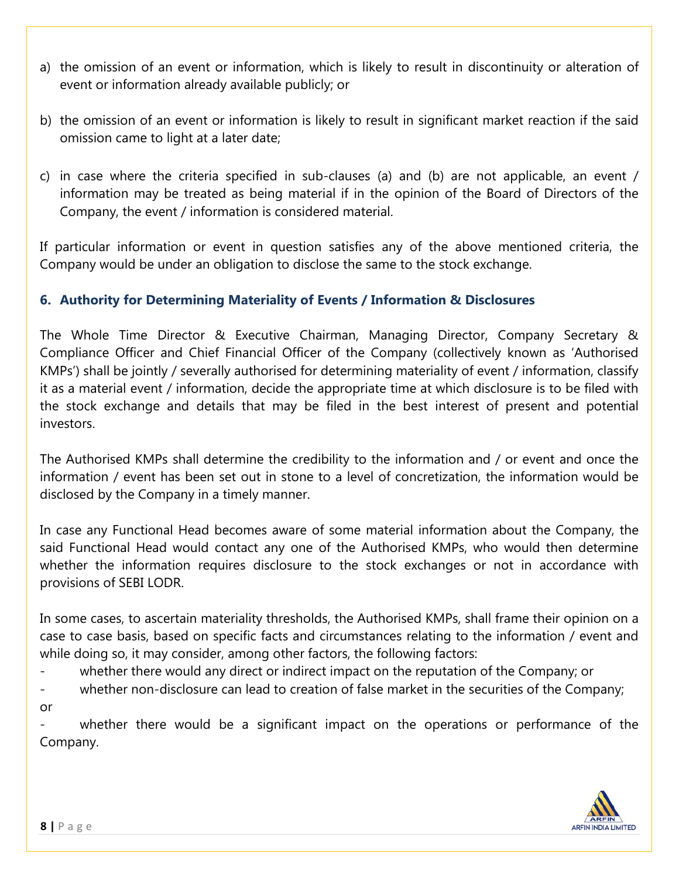a) the omission of an event or information, which is likely to result in discontinuity or alteration of event or information already available publicly; or

b) the omission of an event or information is likely to result in significant market reaction if the said omission came to light at a later date;

c) in case where the criteria specified in sub-clauses (a) and (b) are not applicable, an event / information may be treated as being material if in the opinion of the Board of Directors of the Company, the event / information is considered material.

If particular information or event in question satisfies any of the above mentioned criteria, the Company would be under an obligation to disclose the same to the stock exchange.

## 6. Authority for Determining Materiality of Events / Information & Disclosures

The Whole Time Director & Executive Chairman, Managing Director, Company Secretary & Compliance Officer and Chief Financial Officer of the Company (collectively known as 'Authorised KMPs') shall be jointly / severally authorised for determining materiality of event / information, classify it as a material event / information, decide the appropriate time at which disclosure is to be filed with the stock exchange and details that may be filed in the best interest of present and potential investors.

The Authorised KMPs shall determine the credibility to the information and / or event and once the information / event has been set out in stone to a level of concretization, the information would be disclosed by the Company in a timely manner.

In case any Functional Head becomes aware of some material information about the Company, the said Functional Head would contact any one of the Authorised KMPs, who would then determine whether the information requires disclosure to the stock exchanges or not in accordance with provisions of SEBI LODR.

In some cases, to ascertain materiality thresholds, the Authorised KMPs, shall frame their opinion on a case to case basis, based on specific facts and circumstances relating to the information / event and while doing so, it may consider, among other factors, the following factors:

- whether there would any direct or indirect impact on the reputation of the Company; or
- whether non-disclosure can lead to creation of false market in the securities of the Company; or
- whether there would be a significant impact on the operations or performance of the Company.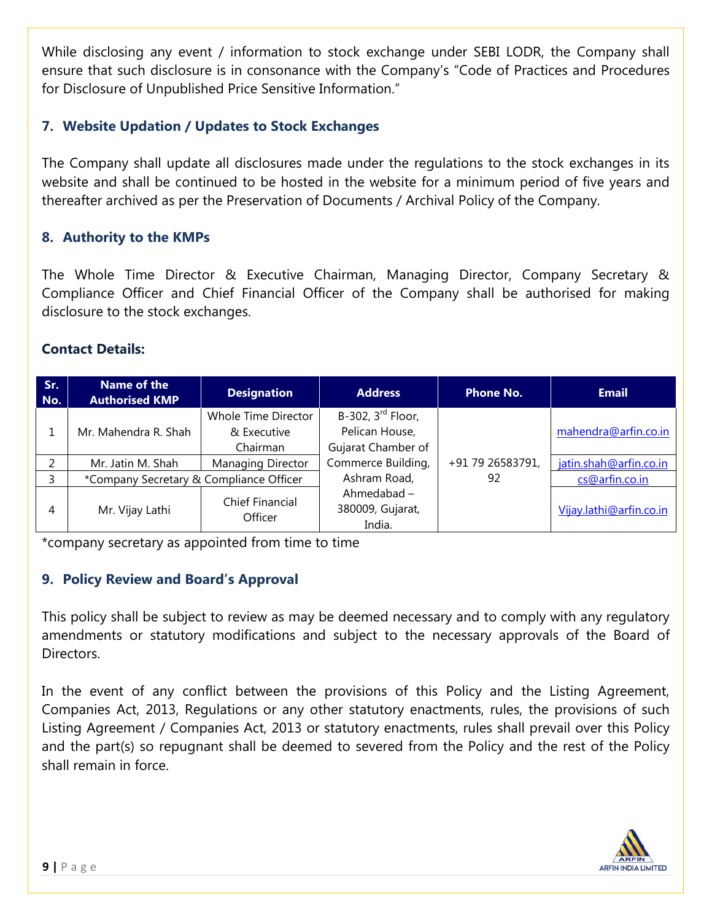While disclosing any event / information to stock exchange under SEBI LODR, the Company shall ensure that such disclosure is in consonance with the Company's "Code of Practices and Procedures for Disclosure of Unpublished Price Sensitive Information."

## 7. Website Updation / Updates to Stock Exchanges

The Company shall update all disclosures made under the regulations to the stock exchanges in its website and shall be continued to be hosted in the website for a minimum period of five years and thereafter archived as per the Preservation of Documents / Archival Policy of the Company.

## 8. Authority to the KMPs

The Whole Time Director & Executive Chairman, Managing Director, Company Secretary & Compliance Officer and Chief Financial Officer of the Company shall be authorised for making disclosure to the stock exchanges.

**Contact Details:**

| Sr. No. | Name of the Authorised KMP | Designation | Address | Phone No. | Email |
|---|---|---|---|---|---|
| 1 | Mr. Mahendra R. Shah | Whole Time Director & Executive Chairman | B-302, 3rd Floor, Pelican House, Gujarat Chamber of Commerce Building, Ashram Road, Ahmedabad – 380009, Gujarat, India. | +91 79 26583791, 92 | mahendra@arfin.co.in |
| 2 | Mr. Jatin M. Shah | Managing Director | | | jatin.shah@arfin.co.in |
| 3 | *Company Secretary & Compliance Officer | | | | cs@arfin.co.in |
| 4 | Mr. Vijay Lathi | Chief Financial Officer | | | Vijay.lathi@arfin.co.in |

*company secretary as appointed from time to time

## 9. Policy Review and Board's Approval

This policy shall be subject to review as may be deemed necessary and to comply with any regulatory amendments or statutory modifications and subject to the necessary approvals of the Board of Directors.

In the event of any conflict between the provisions of this Policy and the Listing Agreement, Companies Act, 2013, Regulations or any other statutory enactments, rules, the provisions of such Listing Agreement / Companies Act, 2013 or statutory enactments, rules shall prevail over this Policy and the part(s) so repugnant shall be deemed to severed from the Policy and the rest of the Policy shall remain in force.